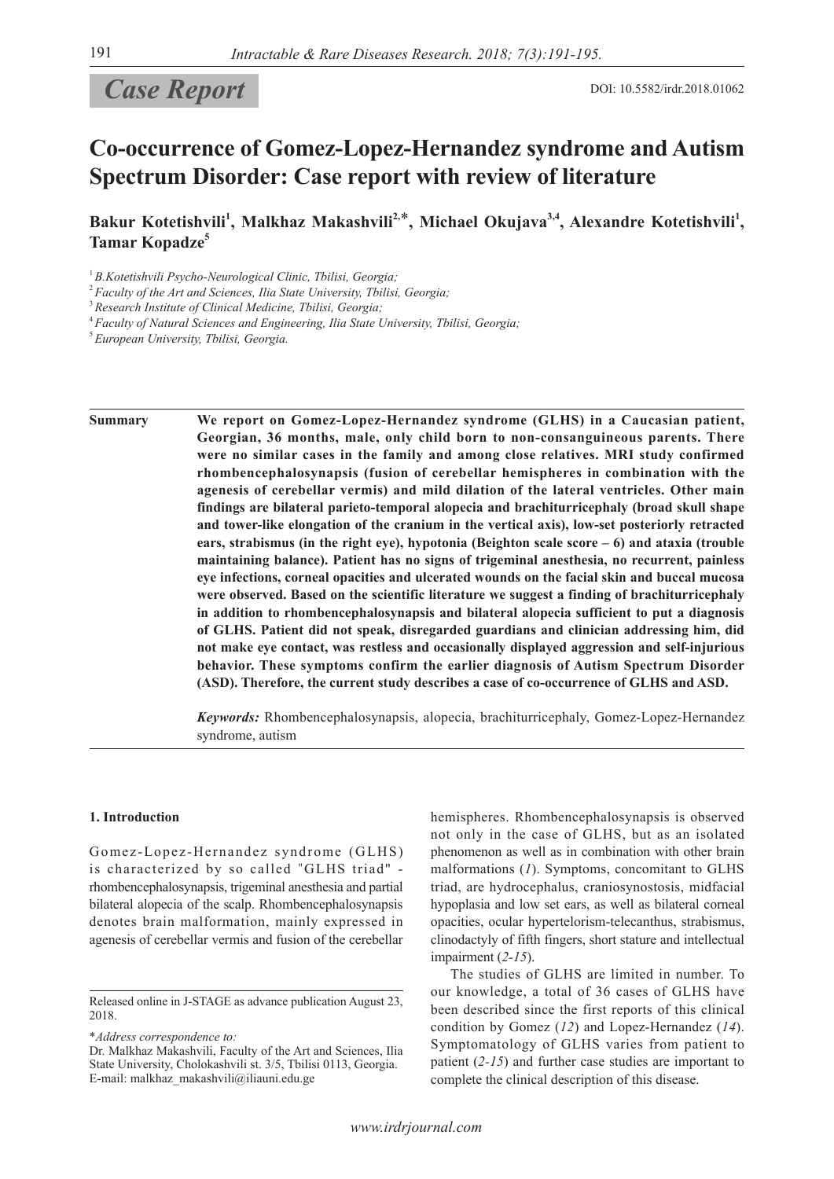Case Report

DOI: 10.5582/irdr.2018.01062

# Co-occurrence of Gomez-Lopez-Hernandez syndrome and Autism Spectrum Disorder: Case report with review of literature

**Bakur Kotetishvili[1], Malkhaz Makashvili[2,*], Michael Okujava[3,4], Alexandre Kotetishvili[1], Tamar Kopadze[5]**

[1] *B.Kotetishvili Psycho-Neurological Clinic, Tbilisi, Georgia;*
[2] *Faculty of the Art and Sciences, Ilia State University, Tbilisi, Georgia;*
[3] *Research Institute of Clinical Medicine, Tbilisi, Georgia;*
[4] *Faculty of Natural Sciences and Engineering, Ilia State University, Tbilisi, Georgia;*
[5] *European University, Tbilisi, Georgia.*

**Summary** **We report on Gomez-Lopez-Hernandez syndrome (GLHS) in a Caucasian patient, Georgian, 36 months, male, only child born to non-consanguineous parents. There were no similar cases in the family and among close relatives. MRI study confirmed rhombencephalosynapsis (fusion of cerebellar hemispheres in combination with the agenesis of cerebellar vermis) and mild dilation of the lateral ventricles. Other main findings are bilateral parieto-temporal alopecia and brachiturricephaly (broad skull shape and tower-like elongation of the cranium in the vertical axis), low-set posteriorly retracted ears, strabismus (in the right eye), hypotonia (Beighton scale score – 6) and ataxia (trouble maintaining balance). Patient has no signs of trigeminal anesthesia, no recurrent, painless eye infections, corneal opacities and ulcerated wounds on the facial skin and buccal mucosa were observed. Based on the scientific literature we suggest a finding of brachiturricephaly in addition to rhombencephalosynapsis and bilateral alopecia sufficient to put a diagnosis of GLHS. Patient did not speak, disregarded guardians and clinician addressing him, did not make eye contact, was restless and occasionally displayed aggression and self-injurious behavior. These symptoms confirm the earlier diagnosis of Autism Spectrum Disorder (ASD). Therefore, the current study describes a case of co-occurrence of GLHS and ASD.**

*Keywords:* Rhombencephalosynapsis, alopecia, brachiturricephaly, Gomez-Lopez-Hernandez syndrome, autism

## 1. Introduction

Gomez-Lopez-Hernandez syndrome (GLHS) is characterized by so called "GLHS triad" - rhombencephalosynapsis, trigeminal anesthesia and partial bilateral alopecia of the scalp. Rhombencephalosynapsis denotes brain malformation, mainly expressed in agenesis of cerebellar vermis and fusion of the cerebellar hemispheres. Rhombencephalosynapsis is observed not only in the case of GLHS, but as an isolated phenomenon as well as in combination with other brain malformations (*1*). Symptoms, concomitant to GLHS triad, are hydrocephalus, craniosynostosis, midfacial hypoplasia and low set ears, as well as bilateral corneal opacities, ocular hypertelorism-telecanthus, strabismus, clinodactyly of fifth fingers, short stature and intellectual impairment (*2-15*).

The studies of GLHS are limited in number. To our knowledge, a total of 36 cases of GLHS have been described since the first reports of this clinical condition by Gomez (*12*) and Lopez-Hernandez (*14*). Symptomatology of GLHS varies from patient to patient (*2-15*) and further case studies are important to complete the clinical description of this disease.

Released online in J-STAGE as advance publication August 23, 2018.

\**Address correspondence to:*
Dr. Malkhaz Makashvili, Faculty of the Art and Sciences, Ilia State University, Cholokashvili st. 3/5, Tbilisi 0113, Georgia.
E-mail: malkhaz_makashvili@iliauni.edu.ge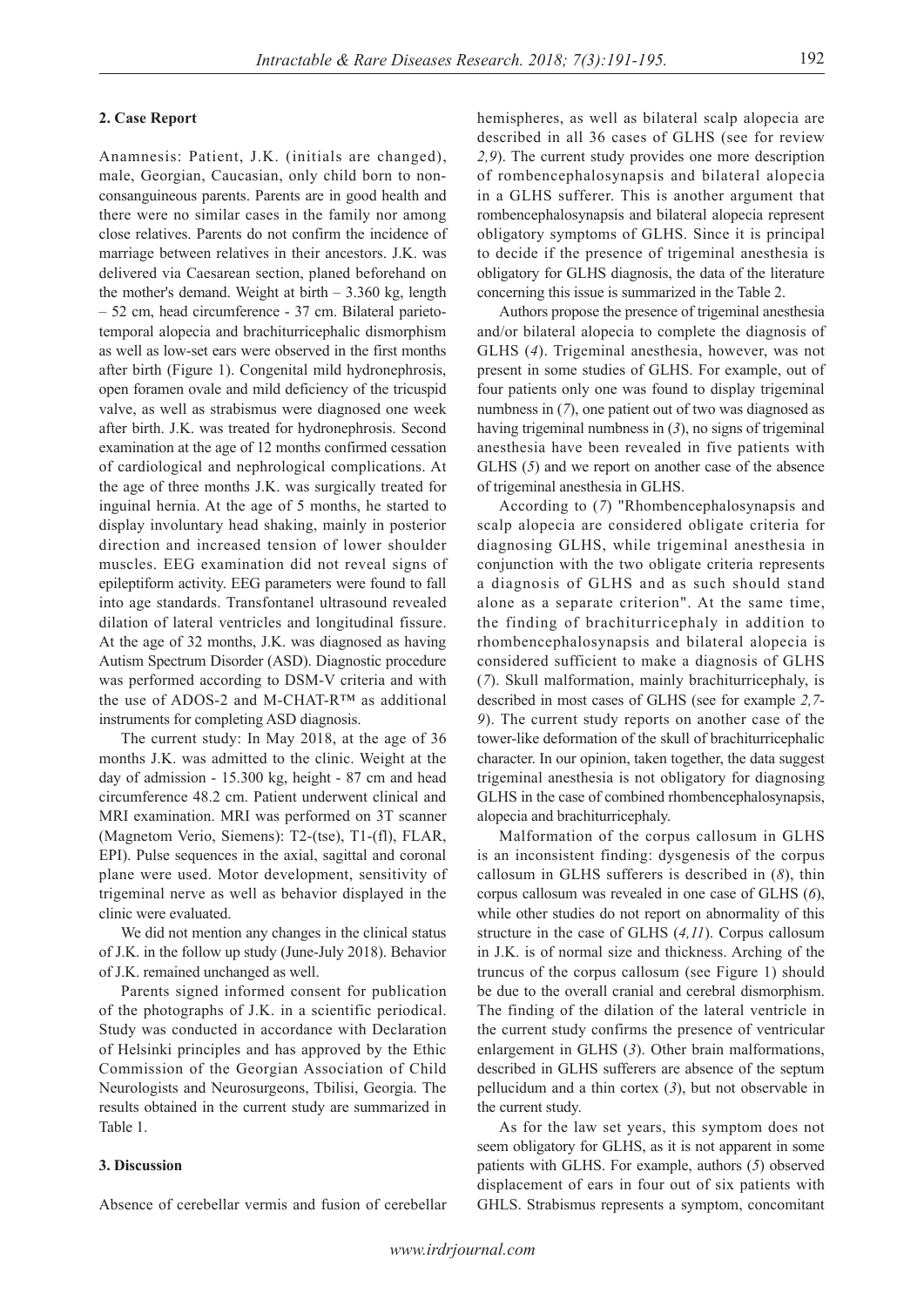## 2. Case Report

Anamnesis: Patient, J.K. (initials are changed), male, Georgian, Caucasian, only child born to non-consanguineous parents. Parents are in good health and there were no similar cases in the family nor among close relatives. Parents do not confirm the incidence of marriage between relatives in their ancestors. J.K. was delivered via Caesarean section, planed beforehand on the mother's demand. Weight at birth – 3.360 kg, length – 52 cm, head circumference - 37 cm. Bilateral parieto-temporal alopecia and brachiturricephalic dismorphism as well as low-set ears were observed in the first months after birth (Figure 1). Congenital mild hydronephrosis, open foramen ovale and mild deficiency of the tricuspid valve, as well as strabismus were diagnosed one week after birth. J.K. was treated for hydronephrosis. Second examination at the age of 12 months confirmed cessation of cardiological and nephrological complications. At the age of three months J.K. was surgically treated for inguinal hernia. At the age of 5 months, he started to display involuntary head shaking, mainly in posterior direction and increased tension of lower shoulder muscles. EEG examination did not reveal signs of epileptiform activity. EEG parameters were found to fall into age standards. Transfontanel ultrasound revealed dilation of lateral ventricles and longitudinal fissure. At the age of 32 months, J.K. was diagnosed as having Autism Spectrum Disorder (ASD). Diagnostic procedure was performed according to DSM-V criteria and with the use of ADOS-2 and M-CHAT-R™ as additional instruments for completing ASD diagnosis.

The current study: In May 2018, at the age of 36 months J.K. was admitted to the clinic. Weight at the day of admission - 15.300 kg, height - 87 cm and head circumference 48.2 cm. Patient underwent clinical and MRI examination. MRI was performed on 3T scanner (Magnetom Verio, Siemens): T2-(tse), T1-(fl), FLAR, EPI). Pulse sequences in the axial, sagittal and coronal plane were used. Motor development, sensitivity of trigeminal nerve as well as behavior displayed in the clinic were evaluated.

We did not mention any changes in the clinical status of J.K. in the follow up study (June-July 2018). Behavior of J.K. remained unchanged as well.

Parents signed informed consent for publication of the photographs of J.K. in a scientific periodical. Study was conducted in accordance with Declaration of Helsinki principles and has approved by the Ethic Commission of the Georgian Association of Child Neurologists and Neurosurgeons, Tbilisi, Georgia. The results obtained in the current study are summarized in Table 1.

## 3. Discussion

Absence of cerebellar vermis and fusion of cerebellar hemispheres, as well as bilateral scalp alopecia are described in all 36 cases of GLHS (see for review *2,9*). The current study provides one more description of rombencephalosynapsis and bilateral alopecia in a GLHS sufferer. This is another argument that rombencephalosynapsis and bilateral alopecia represent obligatory symptoms of GLHS. Since it is principal to decide if the presence of trigeminal anesthesia is obligatory for GLHS diagnosis, the data of the literature concerning this issue is summarized in the Table 2.

Authors propose the presence of trigeminal anesthesia and/or bilateral alopecia to complete the diagnosis of GLHS (*4*). Trigeminal anesthesia, however, was not present in some studies of GLHS. For example, out of four patients only one was found to display trigeminal numbness in (*7*), one patient out of two was diagnosed as having trigeminal numbness in (*3*), no signs of trigeminal anesthesia have been revealed in five patients with GLHS (*5*) and we report on another case of the absence of trigeminal anesthesia in GLHS.

According to (*7*) "Rhombencephalosynapsis and scalp alopecia are considered obligate criteria for diagnosing GLHS, while trigeminal anesthesia in conjunction with the two obligate criteria represents a diagnosis of GLHS and as such should stand alone as a separate criterion". At the same time, the finding of brachiturricephaly in addition to rhombencephalosynapsis and bilateral alopecia is considered sufficient to make a diagnosis of GLHS (*7*). Skull malformation, mainly brachiturricephaly, is described in most cases of GLHS (see for example *2,7-9*). The current study reports on another case of the tower-like deformation of the skull of brachiturricephalic character. In our opinion, taken together, the data suggest trigeminal anesthesia is not obligatory for diagnosing GLHS in the case of combined rhombencephalosynapsis, alopecia and brachiturricephaly.

Malformation of the corpus callosum in GLHS is an inconsistent finding: dysgenesis of the corpus callosum in GLHS sufferers is described in (*8*), thin corpus callosum was revealed in one case of GLHS (*6*), while other studies do not report on abnormality of this structure in the case of GLHS (*4,11*). Corpus callosum in J.K. is of normal size and thickness. Arching of the truncus of the corpus callosum (see Figure 1) should be due to the overall cranial and cerebral dismorphism. The finding of the dilation of the lateral ventricle in the current study confirms the presence of ventricular enlargement in GLHS (*3*). Other brain malformations, described in GLHS sufferers are absence of the septum pellucidum and a thin cortex (*3*), but not observable in the current study.

As for the law set years, this symptom does not seem obligatory for GLHS, as it is not apparent in some patients with GLHS. For example, authors (*5*) observed displacement of ears in four out of six patients with GHLS. Strabismus represents a symptom, concomitant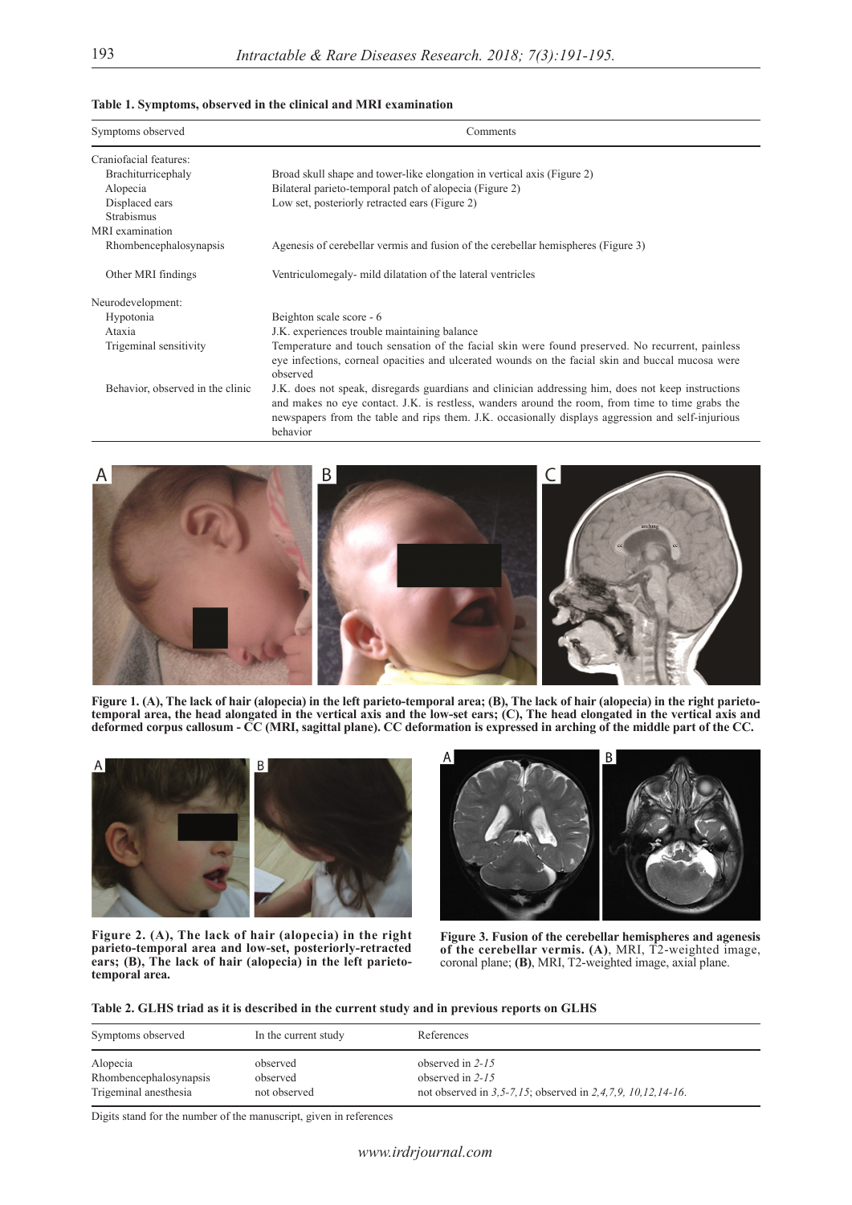**Table 1. Symptoms, observed in the clinical and MRI examination**

| Symptoms observed | Comments |
|---|---|
| Craniofacial features: | |
| Brachiturricephaly | Broad skull shape and tower-like elongation in vertical axis (Figure 2) |
| Alopecia | Bilateral parieto-temporal patch of alopecia (Figure 2) |
| Displaced ears | Low set, posteriorly retracted ears (Figure 2) |
| Strabismus | |
| MRI examination | |
| Rhombencephalosynapsis | Agenesis of cerebellar vermis and fusion of the cerebellar hemispheres (Figure 3) |
| Other MRI findings | Ventriculomegaly- mild dilatation of the lateral ventricles |
| Neurodevelopment: | |
| Hypotonia | Beighton scale score - 6 |
| Ataxia | J.K. experiences trouble maintaining balance |
| Trigeminal sensitivity | Temperature and touch sensation of the facial skin were found preserved. No recurrent, painless eye infections, corneal opacities and ulcerated wounds on the facial skin and buccal mucosa were observed |
| Behavior, observed in the clinic | J.K. does not speak, disregards guardians and clinician addressing him, does not keep instructions and makes no eye contact. J.K. is restless, wanders around the room, from time to time grabs the newspapers from the table and rips them. J.K. occasionally displays aggression and self-injurious behavior |

**Figure 1. (A), The lack of hair (alopecia) in the left parieto-temporal area; (B), The lack of hair (alopecia) in the right parieto-temporal area, the head alongated in the vertical axis and the low-set ears; (C), The head elongated in the vertical axis and deformed corpus callosum - CC (MRI, sagittal plane). CC deformation is expressed in arching of the middle part of the CC.**

**Figure 2. (A), The lack of hair (alopecia) in the right parieto-temporal area and low-set, posteriorly-retracted ears; (B), The lack of hair (alopecia) in the left parieto-temporal area.**

**Figure 3. Fusion of the cerebellar hemispheres and agenesis of the cerebellar vermis. (A)**, MRI, T2-weighted image, coronal plane; **(B)**, MRI, T2-weighted image, axial plane.

**Table 2. GLHS triad as it is described in the current study and in previous reports on GLHS**

| Symptoms observed | In the current study | References |
|---|---|---|
| Alopecia | observed | observed in *2-15* |
| Rhombencephalosynapsis | observed | observed in *2-15* |
| Trigeminal anesthesia | not observed | not observed in *3,5-7,15*; observed in *2,4,7,9, 10,12,14-16*. |

Digits stand for the number of the manuscript, given in references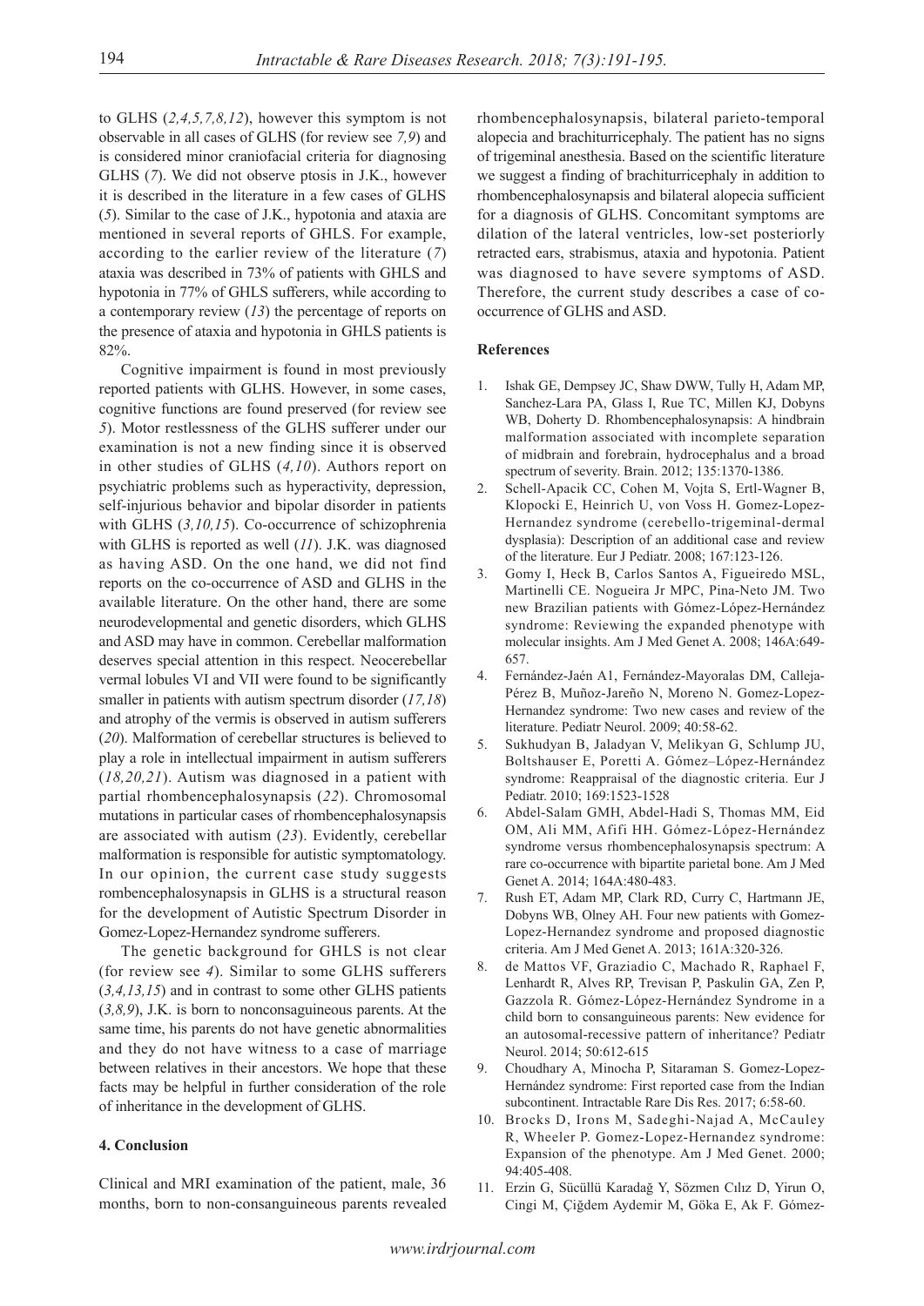to GLHS (*2,4,5,7,8,12*), however this symptom is not observable in all cases of GLHS (for review see *7,9*) and is considered minor craniofacial criteria for diagnosing GLHS (*7*). We did not observe ptosis in J.K., however it is described in the literature in a few cases of GLHS (*5*). Similar to the case of J.K., hypotonia and ataxia are mentioned in several reports of GHLS. For example, according to the earlier review of the literature (*7*) ataxia was described in 73% of patients with GHLS and hypotonia in 77% of GHLS sufferers, while according to a contemporary review (*13*) the percentage of reports on the presence of ataxia and hypotonia in GHLS patients is 82%.

Cognitive impairment is found in most previously reported patients with GLHS. However, in some cases, cognitive functions are found preserved (for review see *5*). Motor restlessness of the GLHS sufferer under our examination is not a new finding since it is observed in other studies of GLHS (*4,10*). Authors report on psychiatric problems such as hyperactivity, depression, self-injurious behavior and bipolar disorder in patients with GLHS (*3,10,15*). Co-occurrence of schizophrenia with GLHS is reported as well (*11*). J.K. was diagnosed as having ASD. On the one hand, we did not find reports on the co-occurrence of ASD and GLHS in the available literature. On the other hand, there are some neurodevelopmental and genetic disorders, which GLHS and ASD may have in common. Cerebellar malformation deserves special attention in this respect. Neocerebellar vermal lobules VI and VII were found to be significantly smaller in patients with autism spectrum disorder (*17,18*) and atrophy of the vermis is observed in autism sufferers (*20*). Malformation of cerebellar structures is believed to play a role in intellectual impairment in autism sufferers (*18,20,21*). Autism was diagnosed in a patient with partial rhombencephalosynapsis (*22*). Chromosomal mutations in particular cases of rhombencephalosynapsis are associated with autism (*23*). Evidently, cerebellar malformation is responsible for autistic symptomatology. In our opinion, the current case study suggests rombencephalosynapsis in GLHS is a structural reason for the development of Autistic Spectrum Disorder in Gomez-Lopez-Hernandez syndrome sufferers.

The genetic background for GHLS is not clear (for review see *4*). Similar to some GLHS sufferers (*3,4,13,15*) and in contrast to some other GLHS patients (*3,8,9*), J.K. is born to nonconsaguineous parents. At the same time, his parents do not have genetic abnormalities and they do not have witness to a case of marriage between relatives in their ancestors. We hope that these facts may be helpful in further consideration of the role of inheritance in the development of GLHS.

## 4. Conclusion

Clinical and MRI examination of the patient, male, 36 months, born to non-consanguineous parents revealed rhombencephalosynapsis, bilateral parieto-temporal alopecia and brachiturricephaly. The patient has no signs of trigeminal anesthesia. Based on the scientific literature we suggest a finding of brachiturricephaly in addition to rhombencephalosynapsis and bilateral alopecia sufficient for a diagnosis of GLHS. Concomitant symptoms are dilation of the lateral ventricles, low-set posteriorly retracted ears, strabismus, ataxia and hypotonia. Patient was diagnosed to have severe symptoms of ASD. Therefore, the current study describes a case of co-occurrence of GLHS and ASD.

## References

1. Ishak GE, Dempsey JC, Shaw DWW, Tully H, Adam MP, Sanchez-Lara PA, Glass I, Rue TC, Millen KJ, Dobyns WB, Doherty D. Rhombencephalosynapsis: A hindbrain malformation associated with incomplete separation of midbrain and forebrain, hydrocephalus and a broad spectrum of severity. Brain. 2012; 135:1370-1386.
2. Schell-Apacik CC, Cohen M, Vojta S, Ertl-Wagner B, Klopocki E, Heinrich U, von Voss H. Gomez-Lopez-Hernandez syndrome (cerebello-trigeminal-dermal dysplasia): Description of an additional case and review of the literature. Eur J Pediatr. 2008; 167:123-126.
3. Gomy I, Heck B, Carlos Santos A, Figueiredo MSL, Martinelli CE. Nogueira Jr MPC, Pina-Neto JM. Two new Brazilian patients with Gómez-López-Hernández syndrome: Reviewing the expanded phenotype with molecular insights. Am J Med Genet A. 2008; 146A:649-657.
4. Fernández-Jaén A1, Fernández-Mayoralas DM, Calleja-Pérez B, Muñoz-Jareño N, Moreno N. Gomez-Lopez-Hernandez syndrome: Two new cases and review of the literature. Pediatr Neurol. 2009; 40:58-62.
5. Sukhudyan B, Jaladyan V, Melikyan G, Schlump JU, Boltshauser E, Poretti A. Gómez–López-Hernández syndrome: Reappraisal of the diagnostic criteria. Eur J Pediatr. 2010; 169:1523-1528
6. Abdel-Salam GMH, Abdel-Hadi S, Thomas MM, Eid OM, Ali MM, Afifi HH. Gómez-López-Hernández syndrome versus rhombencephalosynapsis spectrum: A rare co-occurrence with bipartite parietal bone. Am J Med Genet A. 2014; 164A:480-483.
7. Rush ET, Adam MP, Clark RD, Curry C, Hartmann JE, Dobyns WB, Olney AH. Four new patients with Gomez-Lopez-Hernandez syndrome and proposed diagnostic criteria. Am J Med Genet A. 2013; 161A:320-326.
8. de Mattos VF, Graziadio C, Machado R, Raphael F, Lenhardt R, Alves RP, Trevisan P, Paskulin GA, Zen P, Gazzola R. Gómez-López-Hernández Syndrome in a child born to consanguineous parents: New evidence for an autosomal-recessive pattern of inheritance? Pediatr Neurol. 2014; 50:612-615
9. Choudhary A, Minocha P, Sitaraman S. Gomez-Lopez-Hernández syndrome: First reported case from the Indian subcontinent. Intractable Rare Dis Res. 2017; 6:58-60.
10. Brocks D, Irons M, Sadeghi-Najad A, McCauley R, Wheeler P. Gomez-Lopez-Hernandez syndrome: Expansion of the phenotype. Am J Med Genet. 2000; 94:405-408.
11. Erzin G, Sücüllü Karadağ Y, Sözmen Cılız D, Yirun O, Cingi M, Çiğdem Aydemir M, Göka E, Ak F. Gómez-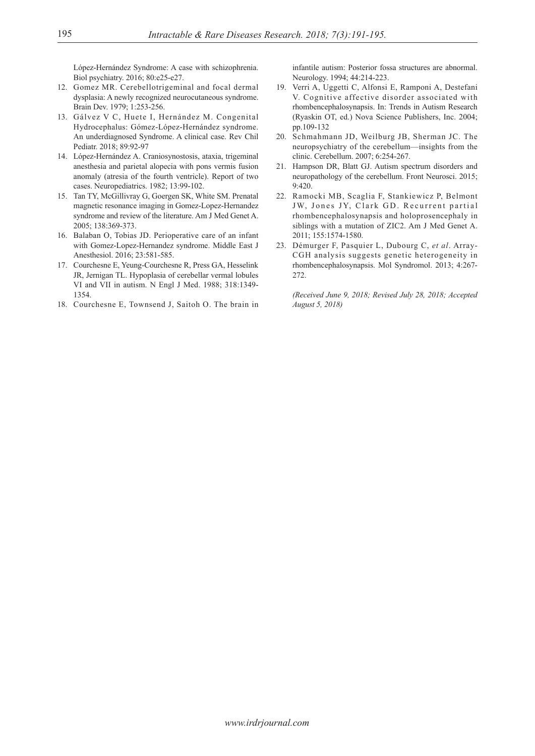López-Hernández Syndrome: A case with schizophrenia. Biol psychiatry. 2016; 80:e25-e27.

12. Gomez MR. Cerebellotrigeminal and focal dermal dysplasia: A newly recognized neurocutaneous syndrome. Brain Dev. 1979; 1:253-256.
13. Gálvez V C, Huete I, Hernández M. Congenital Hydrocephalus: Gómez-López-Hernández syndrome. An underdiagnosed Syndrome. A clinical case. Rev Chil Pediatr. 2018; 89:92-97
14. López-Hernández A. Craniosynostosis, ataxia, trigeminal anesthesia and parietal alopecia with pons vermis fusion anomaly (atresia of the fourth ventricle). Report of two cases. Neuropediatrics. 1982; 13:99-102.
15. Tan TY, McGillivray G, Goergen SK, White SM. Prenatal magnetic resonance imaging in Gomez-Lopez-Hernandez syndrome and review of the literature. Am J Med Genet A. 2005; 138:369-373.
16. Balaban O, Tobias JD. Perioperative care of an infant with Gomez-Lopez-Hernandez syndrome. Middle East J Anesthesiol. 2016; 23:581-585.
17. Courchesne E, Yeung-Courchesne R, Press GA, Hesselink JR, Jernigan TL. Hypoplasia of cerebellar vermal lobules VI and VII in autism. N Engl J Med. 1988; 318:1349-1354.
18. Courchesne E, Townsend J, Saitoh O. The brain in infantile autism: Posterior fossa structures are abnormal. Neurology. 1994; 44:214-223.
19. Verri A, Uggetti C, Alfonsi E, Ramponi A, Destefani V. Cognitive affective disorder associated with rhombencephalosynapsis. In: Trends in Autism Research (Ryaskin OT, ed.) Nova Science Publishers, Inc. 2004; pp.109-132
20. Schmahmann JD, Weilburg JB, Sherman JC. The neuropsychiatry of the cerebellum—insights from the clinic. Cerebellum. 2007; 6:254-267.
21. Hampson DR, Blatt GJ. Autism spectrum disorders and neuropathology of the cerebellum. Front Neurosci. 2015; 9:420.
22. Ramocki MB, Scaglia F, Stankiewicz P, Belmont JW, Jones JY, Clark GD. Recurrent partial rhombencephalosynapsis and holoprosencephaly in siblings with a mutation of ZIC2. Am J Med Genet A. 2011; 155:1574-1580.
23. Démurger F, Pasquier L, Dubourg C, *et al*. Array-CGH analysis suggests genetic heterogeneity in rhombencephalosynapsis. Mol Syndromol. 2013; 4:267-272.

*(Received June 9, 2018; Revised July 28, 2018; Accepted August 5, 2018)*